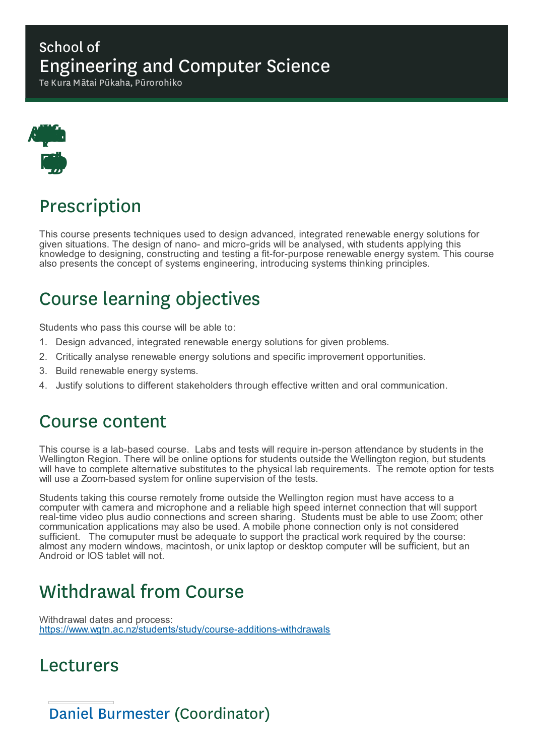School of

# Engineering and Computer Science

Te Kura Mātai Pūkaha, Pūrorohiko

## Prescription

This course presents techniques used to design advanced, integrated renewable energy solutions for given situations. The design of nano- and micro-grids will be analysed, with students applying this knowledge to designing, constructing and testing a fit-for-purpose renewable energy system. This course also presents the concept of systems engineering, introducing systems thinking principles.

## Course learning objectives

Students who pass this course will be able to:

1. Design advanced, integrated renewable energy solutions for given problems.
2. Critically analyse renewable energy solutions and specific improvement opportunities.
3. Build renewable energy systems.
4. Justify solutions to different stakeholders through effective written and oral communication.

## Course content

This course is a lab-based course.  Labs and tests will require in-person attendance by students in the Wellington Region. There will be online options for students outside the Wellington region, but students will have to complete alternative substitutes to the physical lab requirements.  The remote option for tests will use a Zoom-based system for online supervision of the tests.

Students taking this course remotely frome outside the Wellington region must have access to a computer with camera and microphone and a reliable high speed internet connection that will support real-time video plus audio connections and screen sharing.  Students must be able to use Zoom; other communication applications may also be used. A mobile phone connection only is not considered sufficient.   The comupter must be adequate to support the practical work required by the course: almost any modern windows, macintosh, or unix laptop or desktop computer will be sufficient, but an Android or IOS tablet will not.

## Withdrawal from Course

Withdrawal dates and process:
https://www.wgtn.ac.nz/students/study/course-additions-withdrawals

## Lecturers

### Daniel Burmester (Coordinator)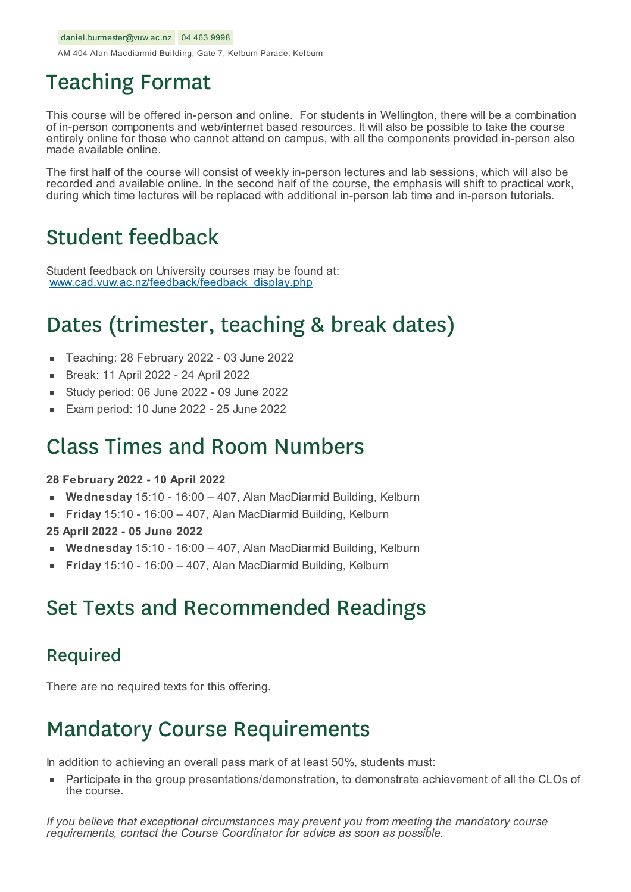daniel.burmester@vuw.ac.nz 04 463 9998

AM 404 Alan Macdiarmid Building, Gate 7, Kelburn Parade, Kelburn

# Teaching Format

This course will be offered in-person and online. For students in Wellington, there will be a combination of in-person components and web/internet based resources. It will also be possible to take the course entirely online for those who cannot attend on campus, with all the components provided in-person also made available online.

The first half of the course will consist of weekly in-person lectures and lab sessions, which will also be recorded and available online. In the second half of the course, the emphasis will shift to practical work, during which time lectures will be replaced with additional in-person lab time and in-person tutorials.

# Student feedback

Student feedback on University courses may be found at:
[www.cad.vuw.ac.nz/feedback/feedback_display.php](www.cad.vuw.ac.nz/feedback/feedback_display.php)

# Dates (trimester, teaching & break dates)

- Teaching: 28 February 2022 - 03 June 2022
- Break: 11 April 2022 - 24 April 2022
- Study period: 06 June 2022 - 09 June 2022
- Exam period: 10 June 2022 - 25 June 2022

# Class Times and Room Numbers

**28 February 2022 - 10 April 2022**

- **Wednesday** 15:10 - 16:00 – 407, Alan MacDiarmid Building, Kelburn
- **Friday** 15:10 - 16:00 – 407, Alan MacDiarmid Building, Kelburn

**25 April 2022 - 05 June 2022**

- **Wednesday** 15:10 - 16:00 – 407, Alan MacDiarmid Building, Kelburn
- **Friday** 15:10 - 16:00 – 407, Alan MacDiarmid Building, Kelburn

# Set Texts and Recommended Readings

## Required

There are no required texts for this offering.

# Mandatory Course Requirements

In addition to achieving an overall pass mark of at least 50%, students must:

- Participate in the group presentations/demonstration, to demonstrate achievement of all the CLOs of the course.

*If you believe that exceptional circumstances may prevent you from meeting the mandatory course requirements, contact the Course Coordinator for advice as soon as possible.*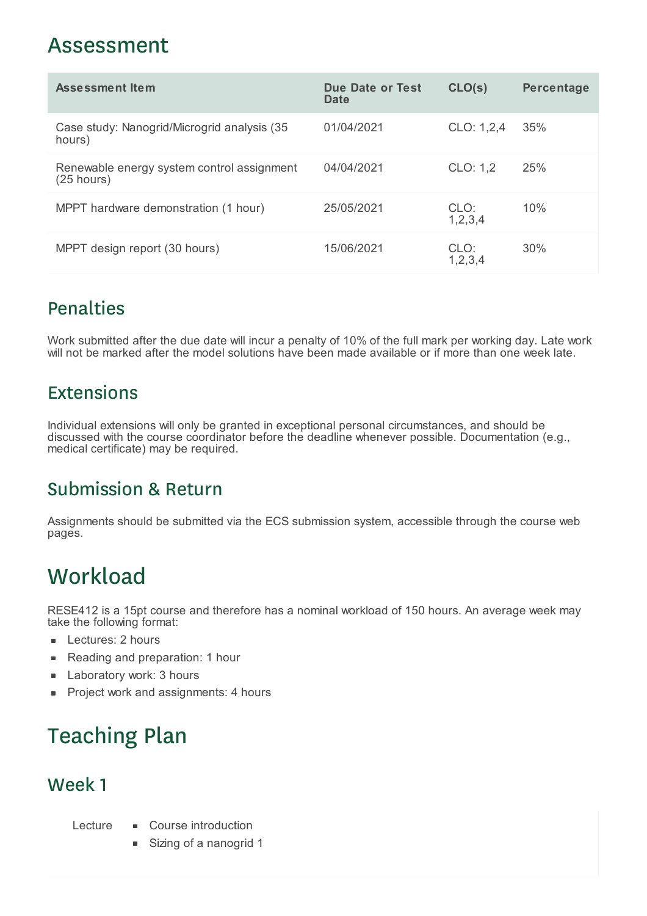# Assessment

| Assessment Item | Due Date or Test Date | CLO(s) | Percentage |
|---|---|---|---|
| Case study: Nanogrid/Microgrid analysis (35 hours) | 01/04/2021 | CLO: 1,2,4 | 35% |
| Renewable energy system control assignment (25 hours) | 04/04/2021 | CLO: 1,2 | 25% |
| MPPT hardware demonstration (1 hour) | 25/05/2021 | CLO: 1,2,3,4 | 10% |
| MPPT design report (30 hours) | 15/06/2021 | CLO: 1,2,3,4 | 30% |

## Penalties

Work submitted after the due date will incur a penalty of 10% of the full mark per working day. Late work will not be marked after the model solutions have been made available or if more than one week late.

## Extensions

Individual extensions will only be granted in exceptional personal circumstances, and should be discussed with the course coordinator before the deadline whenever possible. Documentation (e.g., medical certificate) may be required.

## Submission & Return

Assignments should be submitted via the ECS submission system, accessible through the course web pages.

# Workload

RESE412 is a 15pt course and therefore has a nominal workload of 150 hours. An average week may take the following format:

- Lectures: 2 hours
- Reading and preparation: 1 hour
- Laboratory work: 3 hours
- Project work and assignments: 4 hours

# Teaching Plan

## Week 1

Lecture
- Course introduction
- Sizing of a nanogrid 1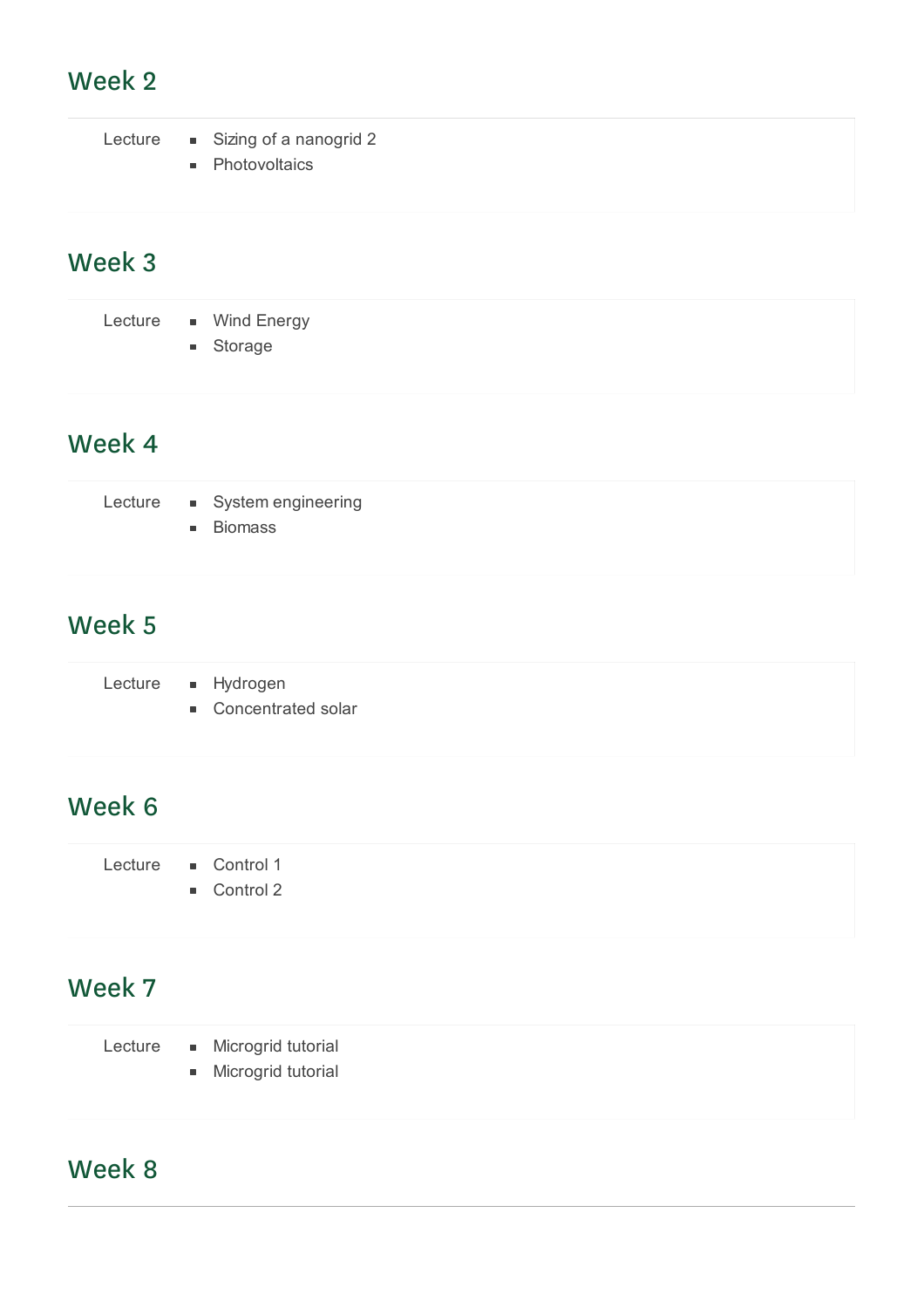## Week 2

| Lecture | - Sizing of a nanogrid 2<br>- Photovoltaics |
| --- | --- |

## Week 3

| Lecture | - Wind Energy<br>- Storage |
| --- | --- |

## Week 4

| Lecture | - System engineering<br>- Biomass |
| --- | --- |

## Week 5

| Lecture | - Hydrogen<br>- Concentrated solar |
| --- | --- |

## Week 6

| Lecture | - Control 1<br>- Control 2 |
| --- | --- |

## Week 7

| Lecture | - Microgrid tutorial<br>- Microgrid tutorial |
| --- | --- |

## Week 8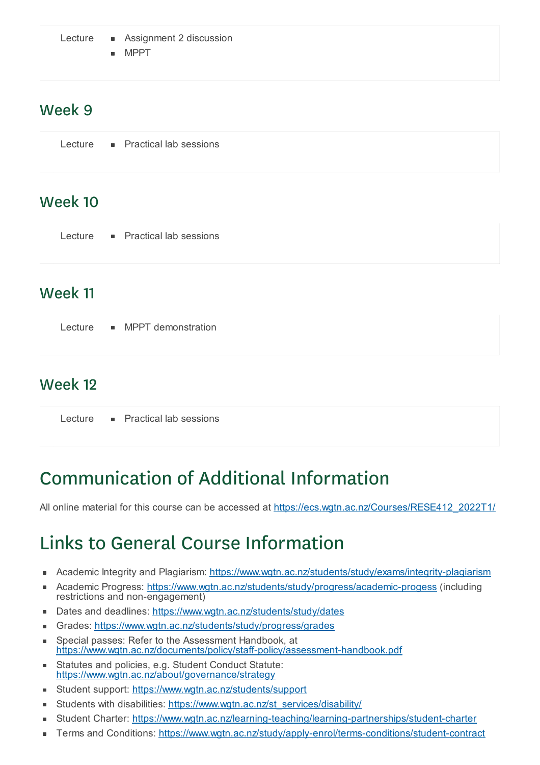| | |
|---|---|
| Lecture | - Assignment 2 discussion<br>- MPPT |

## Week 9

| | |
|---|---|
| Lecture | - Practical lab sessions |

## Week 10

| | |
|---|---|
| Lecture | - Practical lab sessions |

## Week 11

| | |
|---|---|
| Lecture | - MPPT demonstration |

## Week 12

| | |
|---|---|
| Lecture | - Practical lab sessions |

# Communication of Additional Information

All online material for this course can be accessed at https://ecs.wgtn.ac.nz/Courses/RESE412_2022T1/

# Links to General Course Information

- Academic Integrity and Plagiarism: https://www.wgtn.ac.nz/students/study/exams/integrity-plagiarism
- Academic Progress: https://www.wgtn.ac.nz/students/study/progress/academic-progess (including restrictions and non-engagement)
- Dates and deadlines: https://www.wgtn.ac.nz/students/study/dates
- Grades: https://www.wgtn.ac.nz/students/study/progress/grades
- Special passes: Refer to the Assessment Handbook, at https://www.wgtn.ac.nz/documents/policy/staff-policy/assessment-handbook.pdf
- Statutes and policies, e.g. Student Conduct Statute: https://www.wgtn.ac.nz/about/governance/strategy
- Student support: https://www.wgtn.ac.nz/students/support
- Students with disabilities: https://www.wgtn.ac.nz/st_services/disability/
- Student Charter: https://www.wgtn.ac.nz/learning-teaching/learning-partnerships/student-charter
- Terms and Conditions: https://www.wgtn.ac.nz/study/apply-enrol/terms-conditions/student-contract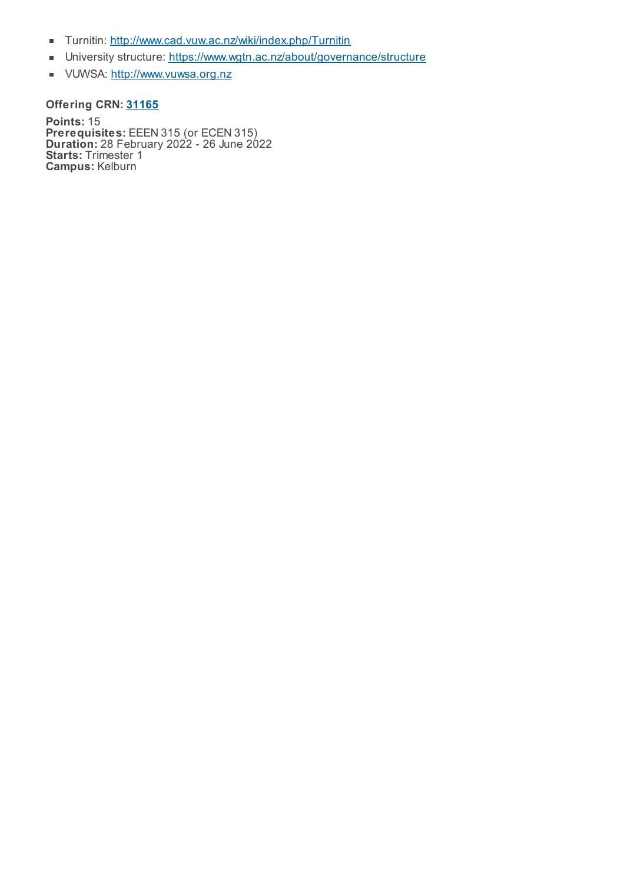- Turnitin: [http://www.cad.vuw.ac.nz/wiki/index.php/Turnitin](http://www.cad.vuw.ac.nz/wiki/index.php/Turnitin)
- University structure: [https://www.wgtn.ac.nz/about/governance/structure](https://www.wgtn.ac.nz/about/governance/structure)
- VUWSA: [http://www.vuwsa.org.nz](http://www.vuwsa.org.nz)

**Offering CRN: 31165**

**Points:** 15
**Prerequisites:** EEEN 315 (or ECEN 315)
**Duration:** 28 February 2022 - 26 June 2022
**Starts:** Trimester 1
**Campus:** Kelburn